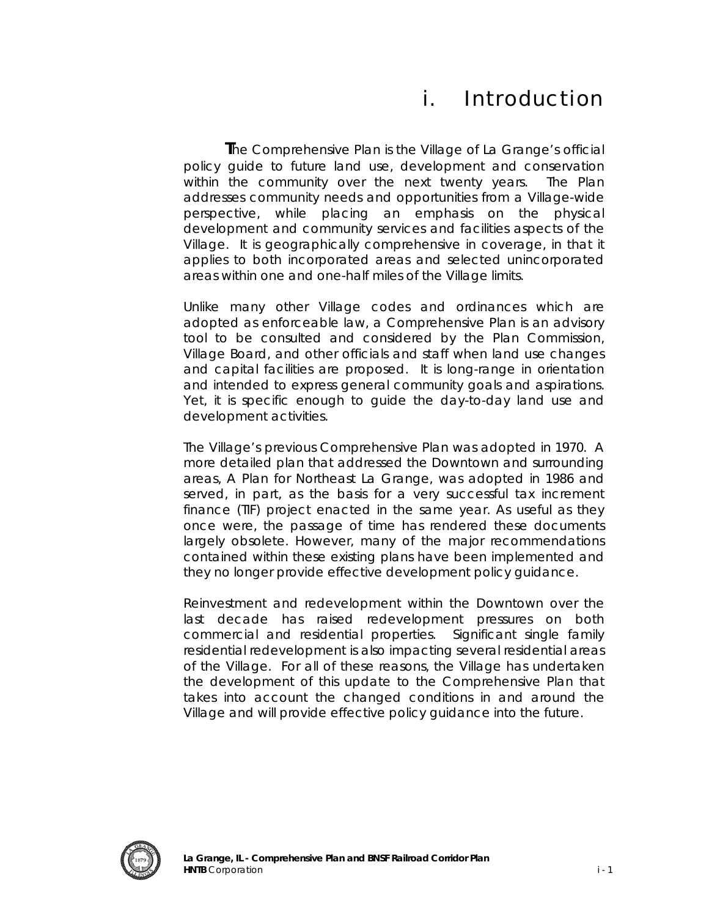# i. Introduction

The Comprehensive Plan is the Village of La Grange's official policy guide to future land use, development and conservation within the community over the next twenty years. The Plan addresses community needs and opportunities from a Village-wide perspective, while placing an emphasis on the physical development and community services and facilities aspects of the Village. It is geographically comprehensive in coverage, in that it applies to both incorporated areas and selected unincorporated areas within one and one-half miles of the Village limits.

Unlike many other Village codes and ordinances which are adopted as enforceable law, a Comprehensive Plan is an advisory tool to be consulted and considered by the Plan Commission, Village Board, and other officials and staff when land use changes and capital facilities are proposed. It is long-range in orientation and intended to express general community goals and aspirations. Yet, it is specific enough to guide the day-to-day land use and development activities.

The Village's previous Comprehensive Plan was adopted in 1970. A more detailed plan that addressed the Downtown and surrounding areas, A Plan for Northeast La Grange, was adopted in 1986 and served, in part, as the basis for a very successful tax increment finance (TIF) project enacted in the same year. As useful as they once were, the passage of time has rendered these documents largely obsolete. However, many of the major recommendations contained within these existing plans have been implemented and they no longer provide effective development policy guidance.

Reinvestment and redevelopment within the Downtown over the last decade has raised redevelopment pressures on both commercial and residential properties. Significant single family residential redevelopment is also impacting several residential areas of the Village. For all of these reasons, the Village has undertaken the development of this update to the Comprehensive Plan that takes into account the changed conditions in and around the Village and will provide effective policy guidance into the future.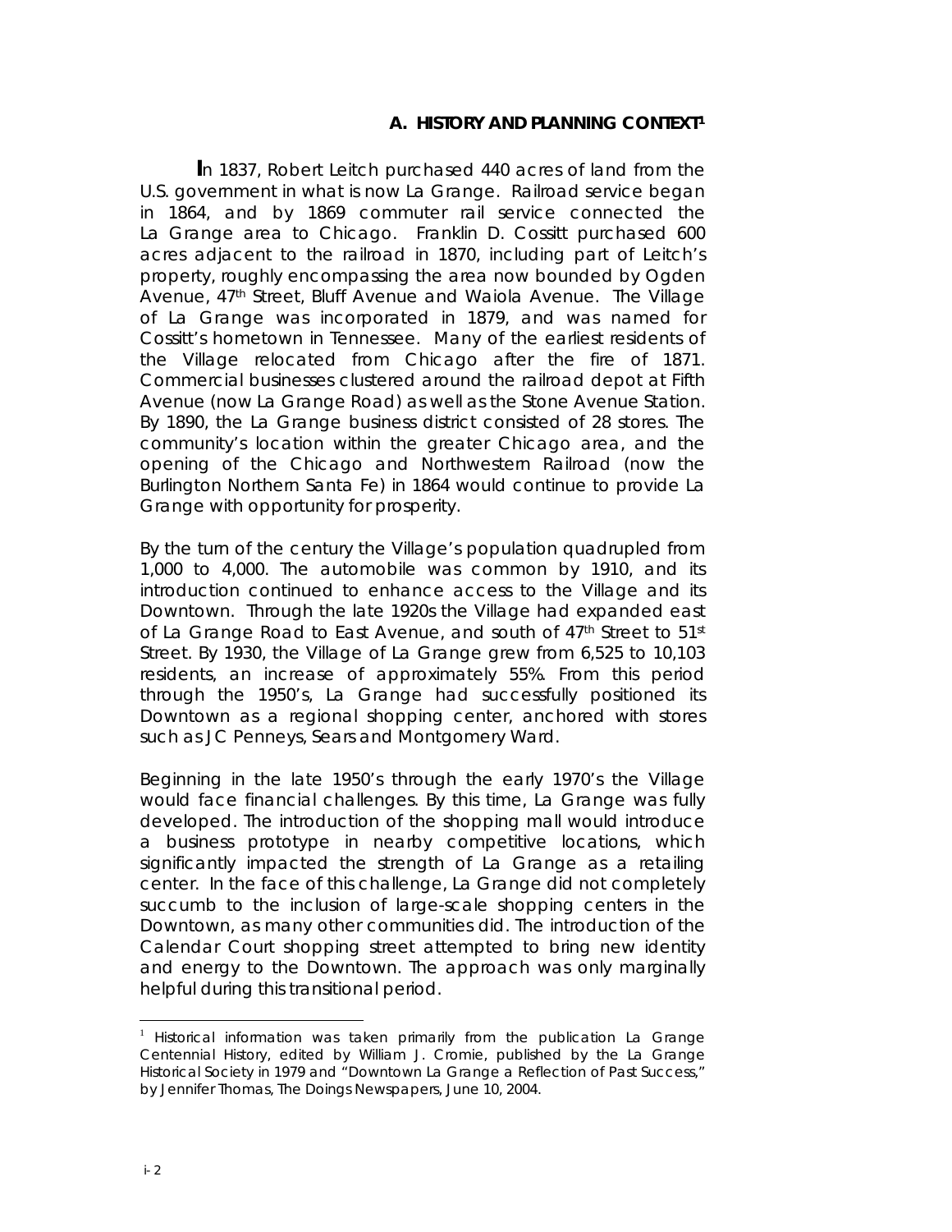## A. HISTORY AND PLANNING CONTEXT[1]

In 1837, Robert Leitch purchased 440 acres of land from the U.S. government in what is now La Grange. Railroad service began in 1864, and by 1869 commuter rail service connected the La Grange area to Chicago. Franklin D. Cossitt purchased 600 acres adjacent to the railroad in 1870, including part of Leitch's property, roughly encompassing the area now bounded by Ogden Avenue, 47th Street, Bluff Avenue and Waiola Avenue. The Village of La Grange was incorporated in 1879, and was named for Cossitt's hometown in Tennessee. Many of the earliest residents of the Village relocated from Chicago after the fire of 1871. Commercial businesses clustered around the railroad depot at Fifth Avenue (now La Grange Road) as well as the Stone Avenue Station. By 1890, the La Grange business district consisted of 28 stores. The community's location within the greater Chicago area, and the opening of the Chicago and Northwestern Railroad (now the Burlington Northern Santa Fe) in 1864 would continue to provide La Grange with opportunity for prosperity.

By the turn of the century the Village's population quadrupled from 1,000 to 4,000. The automobile was common by 1910, and its introduction continued to enhance access to the Village and its Downtown. Through the late 1920s the Village had expanded east of La Grange Road to East Avenue, and south of 47th Street to 51st Street. By 1930, the Village of La Grange grew from 6,525 to 10,103 residents, an increase of approximately 55%. From this period through the 1950's, La Grange had successfully positioned its Downtown as a regional shopping center, anchored with stores such as JC Penneys, Sears and Montgomery Ward.

Beginning in the late 1950's through the early 1970's the Village would face financial challenges. By this time, La Grange was fully developed. The introduction of the shopping mall would introduce a business prototype in nearby competitive locations, which significantly impacted the strength of La Grange as a retailing center. In the face of this challenge, La Grange did not completely succumb to the inclusion of large-scale shopping centers in the Downtown, as many other communities did. The introduction of the Calendar Court shopping street attempted to bring new identity and energy to the Downtown. The approach was only marginally helpful during this transitional period.

---

[1] Historical information was taken primarily from the publication La Grange Centennial History, edited by William J. Cromie, published by the La Grange Historical Society in 1979 and "Downtown La Grange a Reflection of Past Success," by Jennifer Thomas, The Doings Newspapers, June 10, 2004.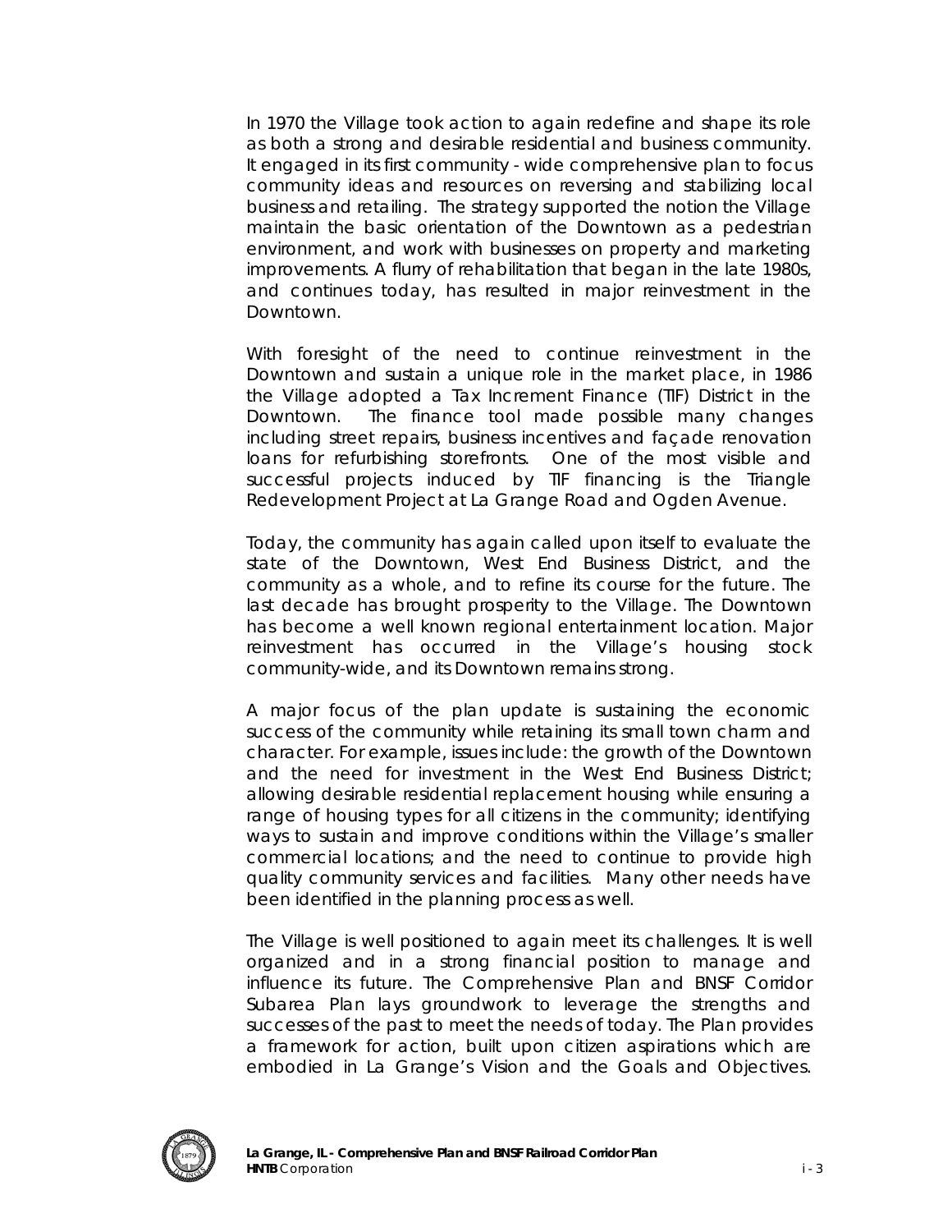In 1970 the Village took action to again redefine and shape its role as both a strong and desirable residential and business community. It engaged in its first community - wide comprehensive plan to focus community ideas and resources on reversing and stabilizing local business and retailing. The strategy supported the notion the Village maintain the basic orientation of the Downtown as a pedestrian environment, and work with businesses on property and marketing improvements. A flurry of rehabilitation that began in the late 1980s, and continues today, has resulted in major reinvestment in the Downtown.

With foresight of the need to continue reinvestment in the Downtown and sustain a unique role in the market place, in 1986 the Village adopted a Tax Increment Finance (TIF) District in the Downtown. The finance tool made possible many changes including street repairs, business incentives and façade renovation loans for refurbishing storefronts. One of the most visible and successful projects induced by TIF financing is the Triangle Redevelopment Project at La Grange Road and Ogden Avenue.

Today, the community has again called upon itself to evaluate the state of the Downtown, West End Business District, and the community as a whole, and to refine its course for the future. The last decade has brought prosperity to the Village. The Downtown has become a well known regional entertainment location. Major reinvestment has occurred in the Village's housing stock community-wide, and its Downtown remains strong.

A major focus of the plan update is sustaining the economic success of the community while retaining its small town charm and character. For example, issues include: the growth of the Downtown and the need for investment in the West End Business District; allowing desirable residential replacement housing while ensuring a range of housing types for all citizens in the community; identifying ways to sustain and improve conditions within the Village's smaller commercial locations; and the need to continue to provide high quality community services and facilities. Many other needs have been identified in the planning process as well.

The Village is well positioned to again meet its challenges. It is well organized and in a strong financial position to manage and influence its future. The Comprehensive Plan and BNSF Corridor Subarea Plan lays groundwork to leverage the strengths and successes of the past to meet the needs of today. The Plan provides a framework for action, built upon citizen aspirations which are embodied in La Grange's Vision and the Goals and Objectives.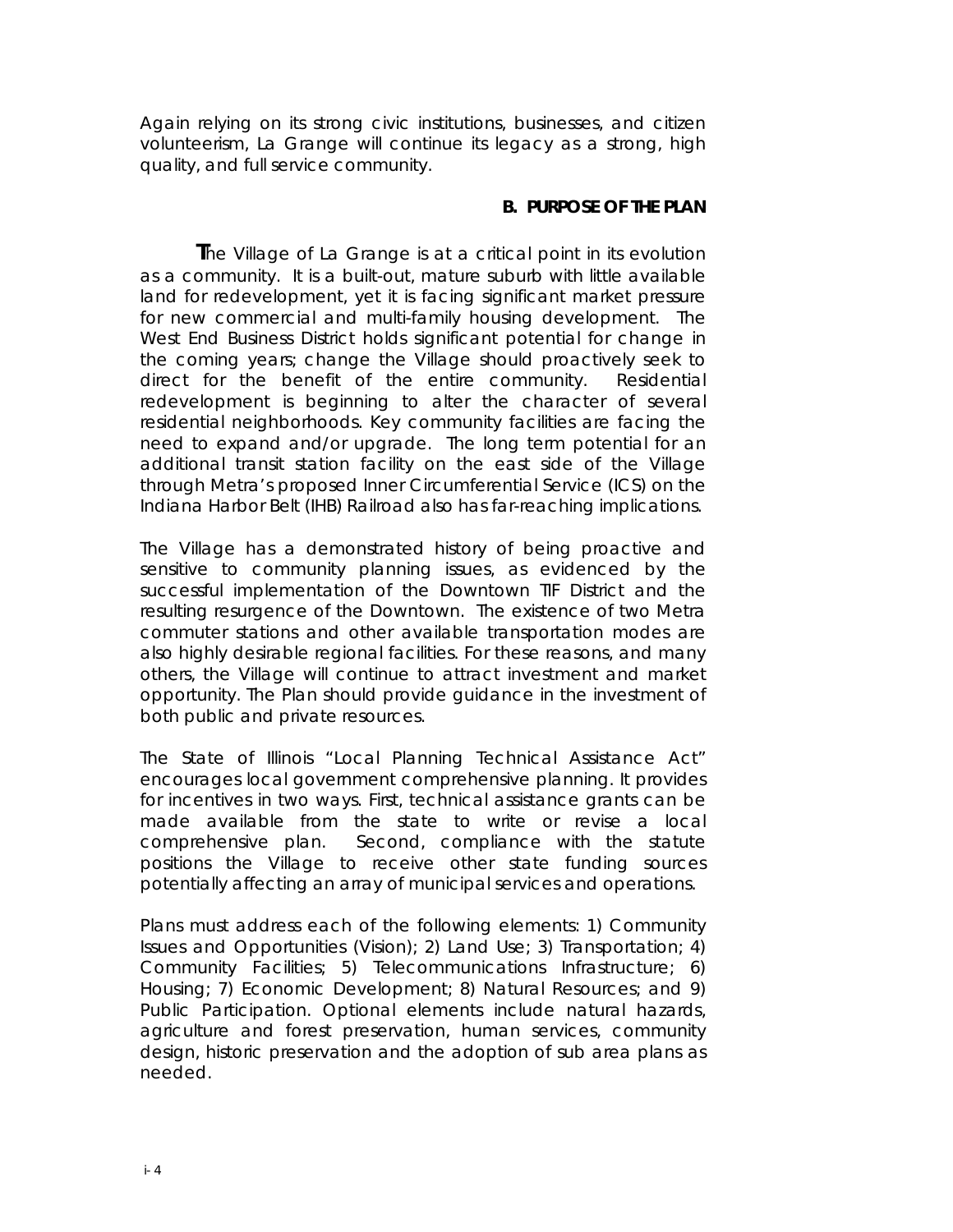Again relying on its strong civic institutions, businesses, and citizen volunteerism, La Grange will continue its legacy as a strong, high quality, and full service community.

### B. PURPOSE OF THE PLAN

The Village of La Grange is at a critical point in its evolution as a community. It is a built-out, mature suburb with little available land for redevelopment, yet it is facing significant market pressure for new commercial and multi-family housing development. The West End Business District holds significant potential for change in the coming years; change the Village should proactively seek to direct for the benefit of the entire community. Residential redevelopment is beginning to alter the character of several residential neighborhoods. Key community facilities are facing the need to expand and/or upgrade. The long term potential for an additional transit station facility on the east side of the Village through Metra's proposed Inner Circumferential Service (ICS) on the Indiana Harbor Belt (IHB) Railroad also has far-reaching implications.

The Village has a demonstrated history of being proactive and sensitive to community planning issues, as evidenced by the successful implementation of the Downtown TIF District and the resulting resurgence of the Downtown. The existence of two Metra commuter stations and other available transportation modes are also highly desirable regional facilities. For these reasons, and many others, the Village will continue to attract investment and market opportunity. The Plan should provide guidance in the investment of both public and private resources.

The State of Illinois "Local Planning Technical Assistance Act" encourages local government comprehensive planning. It provides for incentives in two ways. First, technical assistance grants can be made available from the state to write or revise a local comprehensive plan. Second, compliance with the statute positions the Village to receive other state funding sources potentially affecting an array of municipal services and operations.

Plans must address each of the following elements: 1) Community Issues and Opportunities (Vision); 2) Land Use; 3) Transportation; 4) Community Facilities; 5) Telecommunications Infrastructure; 6) Housing; 7) Economic Development; 8) Natural Resources; and 9) Public Participation. Optional elements include natural hazards, agriculture and forest preservation, human services, community design, historic preservation and the adoption of sub area plans as needed.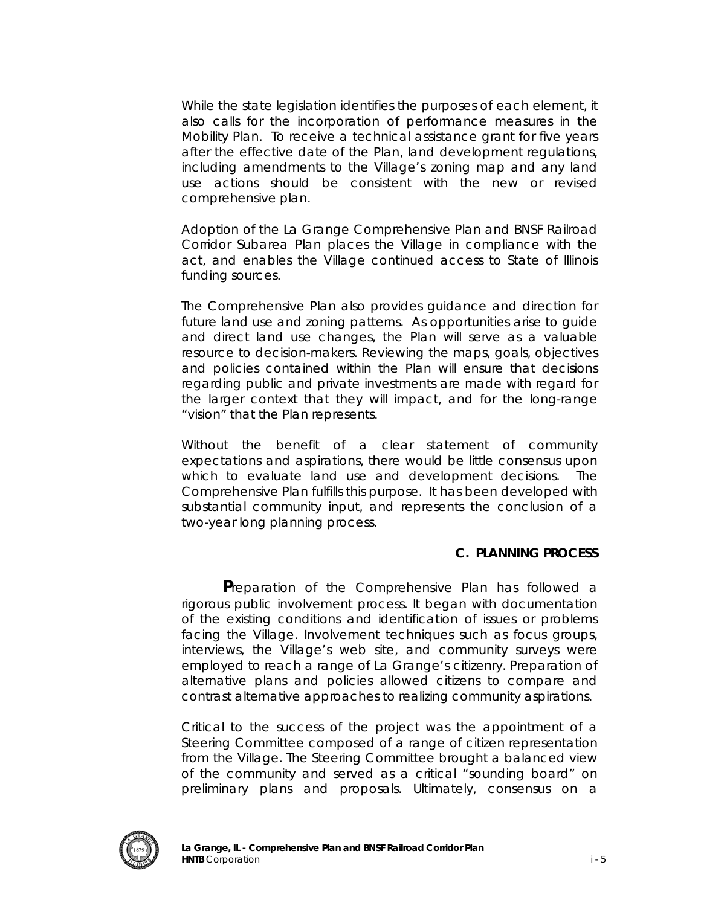While the state legislation identifies the purposes of each element, it also calls for the incorporation of performance measures in the Mobility Plan. To receive a technical assistance grant for five years after the effective date of the Plan, land development regulations, including amendments to the Village's zoning map and any land use actions should be consistent with the new or revised comprehensive plan.

Adoption of the La Grange Comprehensive Plan and BNSF Railroad Corridor Subarea Plan places the Village in compliance with the act, and enables the Village continued access to State of Illinois funding sources.

The Comprehensive Plan also provides guidance and direction for future land use and zoning patterns. As opportunities arise to guide and direct land use changes, the Plan will serve as a valuable resource to decision-makers. Reviewing the maps, goals, objectives and policies contained within the Plan will ensure that decisions regarding public and private investments are made with regard for the larger context that they will impact, and for the long-range "vision" that the Plan represents.

Without the benefit of a clear statement of community expectations and aspirations, there would be little consensus upon which to evaluate land use and development decisions. The Comprehensive Plan fulfills this purpose. It has been developed with substantial community input, and represents the conclusion of a two-year long planning process.

### C. PLANNING PROCESS

**P**reparation of the Comprehensive Plan has followed a rigorous public involvement process. It began with documentation of the existing conditions and identification of issues or problems facing the Village. Involvement techniques such as focus groups, interviews, the Village's web site, and community surveys were employed to reach a range of La Grange's citizenry. Preparation of alternative plans and policies allowed citizens to compare and contrast alternative approaches to realizing community aspirations.

Critical to the success of the project was the appointment of a Steering Committee composed of a range of citizen representation from the Village. The Steering Committee brought a balanced view of the community and served as a critical "sounding board" on preliminary plans and proposals. Ultimately, consensus on a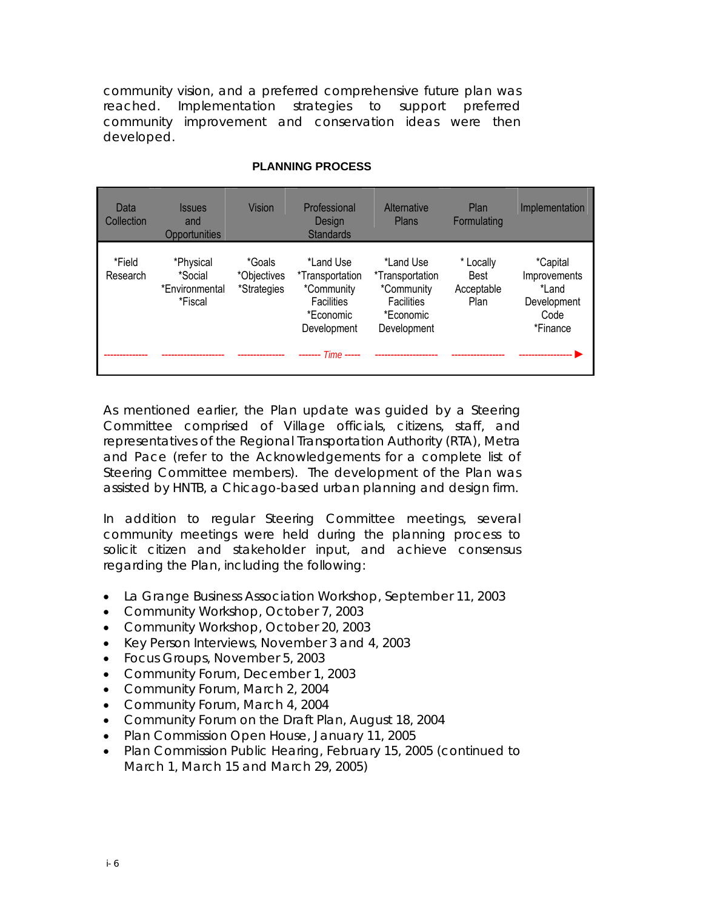community vision, and a preferred comprehensive future plan was reached. Implementation strategies to support preferred community improvement and conservation ideas were then developed.

**PLANNING PROCESS**

| Data Collection | Issues and Opportunities | Vision | Professional Design Standards | Alternative Plans | Plan Formulating | Implementation |
|---|---|---|---|---|---|---|
| *Field Research | *Physical *Social *Environmental *Fiscal | *Goals *Objectives *Strategies | *Land Use *Transportation *Community Facilities *Economic Development | *Land Use *Transportation *Community Facilities *Economic Development | * Locally Best Acceptable Plan | *Capital Improvements *Land Development Code *Finance |

------- *Time* ----- ►

As mentioned earlier, the Plan update was guided by a Steering Committee comprised of Village officials, citizens, staff, and representatives of the Regional Transportation Authority (RTA), Metra and Pace (refer to the Acknowledgements for a complete list of Steering Committee members). The development of the Plan was assisted by HNTB, a Chicago-based urban planning and design firm.

In addition to regular Steering Committee meetings, several community meetings were held during the planning process to solicit citizen and stakeholder input, and achieve consensus regarding the Plan, including the following:

- La Grange Business Association Workshop, September 11, 2003
- Community Workshop, October 7, 2003
- Community Workshop, October 20, 2003
- Key Person Interviews, November 3 and 4, 2003
- Focus Groups, November 5, 2003
- Community Forum, December 1, 2003
- Community Forum, March 2, 2004
- Community Forum, March 4, 2004
- Community Forum on the Draft Plan, August 18, 2004
- Plan Commission Open House, January 11, 2005
- Plan Commission Public Hearing, February 15, 2005 (continued to March 1, March 15 and March 29, 2005)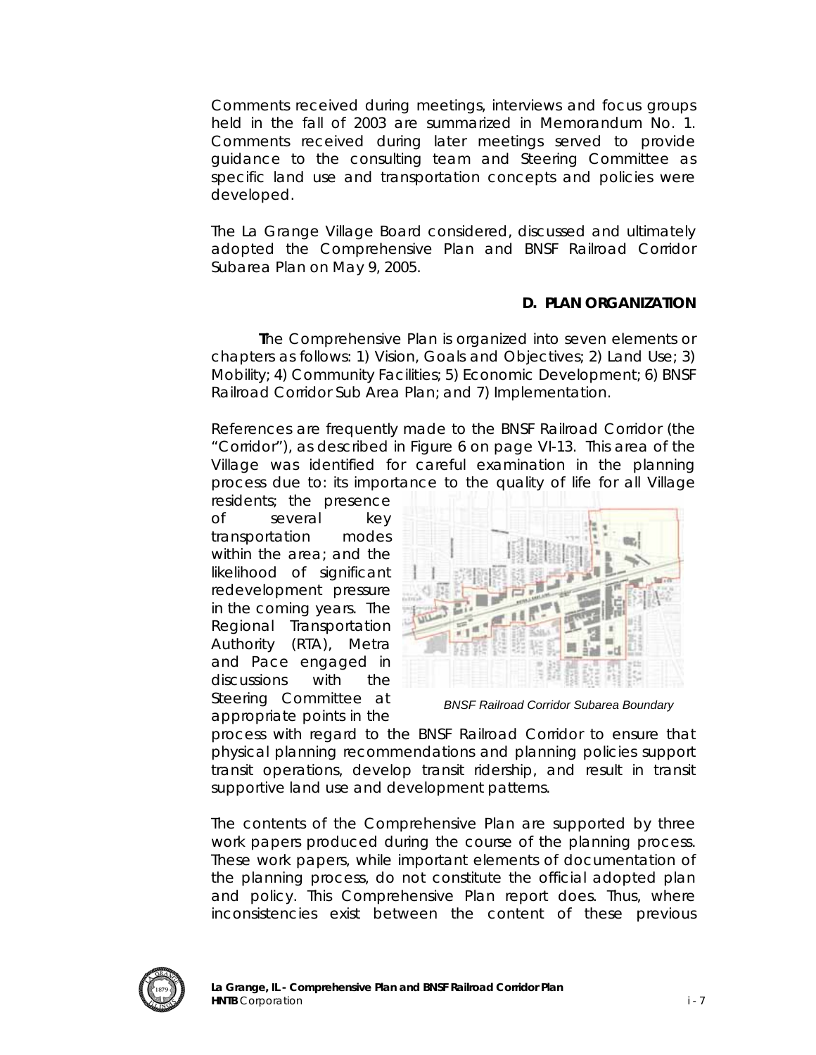Comments received during meetings, interviews and focus groups held in the fall of 2003 are summarized in Memorandum No. 1. Comments received during later meetings served to provide guidance to the consulting team and Steering Committee as specific land use and transportation concepts and policies were developed.

The La Grange Village Board considered, discussed and ultimately adopted the Comprehensive Plan and BNSF Railroad Corridor Subarea Plan on May 9, 2005.

## D. PLAN ORGANIZATION

**T**he Comprehensive Plan is organized into seven elements or chapters as follows: 1) Vision, Goals and Objectives; 2) Land Use; 3) Mobility; 4) Community Facilities; 5) Economic Development; 6) BNSF Railroad Corridor Sub Area Plan; and 7) Implementation.

References are frequently made to the BNSF Railroad Corridor (the "Corridor"), as described in Figure 6 on page VI-13. This area of the Village was identified for careful examination in the planning process due to: its importance to the quality of life for all Village residents; the presence of several key transportation modes within the area; and the likelihood of significant redevelopment pressure in the coming years. The Regional Transportation Authority (RTA), Metra and Pace engaged in discussions with the Steering Committee at appropriate points in the process with regard to the BNSF Railroad Corridor to ensure that physical planning recommendations and planning policies support transit operations, develop transit ridership, and result in transit supportive land use and development patterns.

*BNSF Railroad Corridor Subarea Boundary*

The contents of the Comprehensive Plan are supported by three work papers produced during the course of the planning process. These work papers, while important elements of documentation of the planning process, do not constitute the official adopted plan and policy. This Comprehensive Plan report does. Thus, where inconsistencies exist between the content of these previous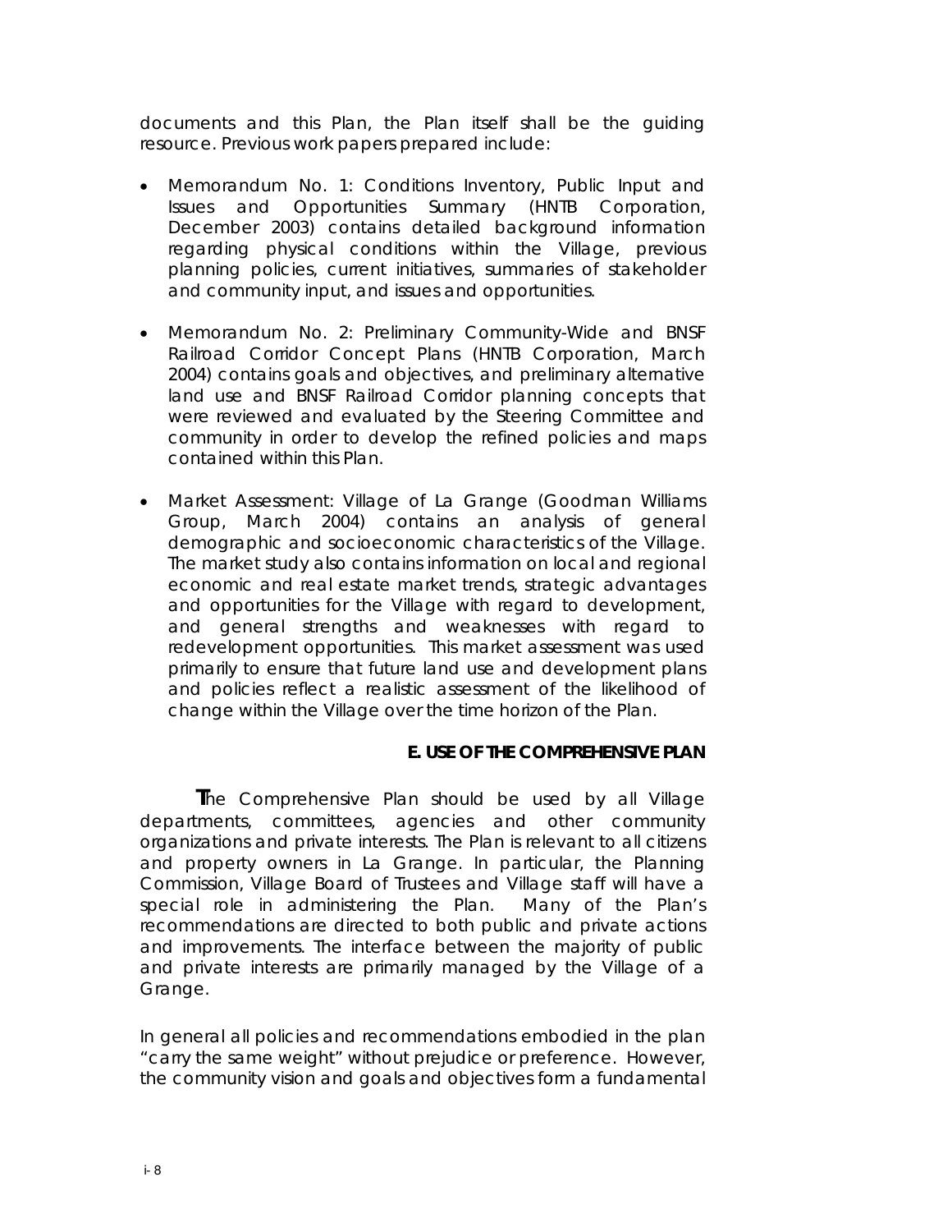documents and this Plan, the Plan itself shall be the guiding resource. Previous work papers prepared include:

- Memorandum No. 1: Conditions Inventory, Public Input and Issues and Opportunities Summary (HNTB Corporation, December 2003) contains detailed background information regarding physical conditions within the Village, previous planning policies, current initiatives, summaries of stakeholder and community input, and issues and opportunities.

- Memorandum No. 2: Preliminary Community-Wide and BNSF Railroad Corridor Concept Plans (HNTB Corporation, March 2004) contains goals and objectives, and preliminary alternative land use and BNSF Railroad Corridor planning concepts that were reviewed and evaluated by the Steering Committee and community in order to develop the refined policies and maps contained within this Plan.

- Market Assessment: Village of La Grange (Goodman Williams Group, March 2004) contains an analysis of general demographic and socioeconomic characteristics of the Village. The market study also contains information on local and regional economic and real estate market trends, strategic advantages and opportunities for the Village with regard to development, and general strengths and weaknesses with regard to redevelopment opportunities. This market assessment was used primarily to ensure that future land use and development plans and policies reflect a realistic assessment of the likelihood of change within the Village over the time horizon of the Plan.

## E. USE OF THE COMPREHENSIVE PLAN

The Comprehensive Plan should be used by all Village departments, committees, agencies and other community organizations and private interests. The Plan is relevant to all citizens and property owners in La Grange. In particular, the Planning Commission, Village Board of Trustees and Village staff will have a special role in administering the Plan. Many of the Plan's recommendations are directed to both public and private actions and improvements. The interface between the majority of public and private interests are primarily managed by the Village of a Grange.

In general all policies and recommendations embodied in the plan "carry the same weight" without prejudice or preference. However, the community vision and goals and objectives form a fundamental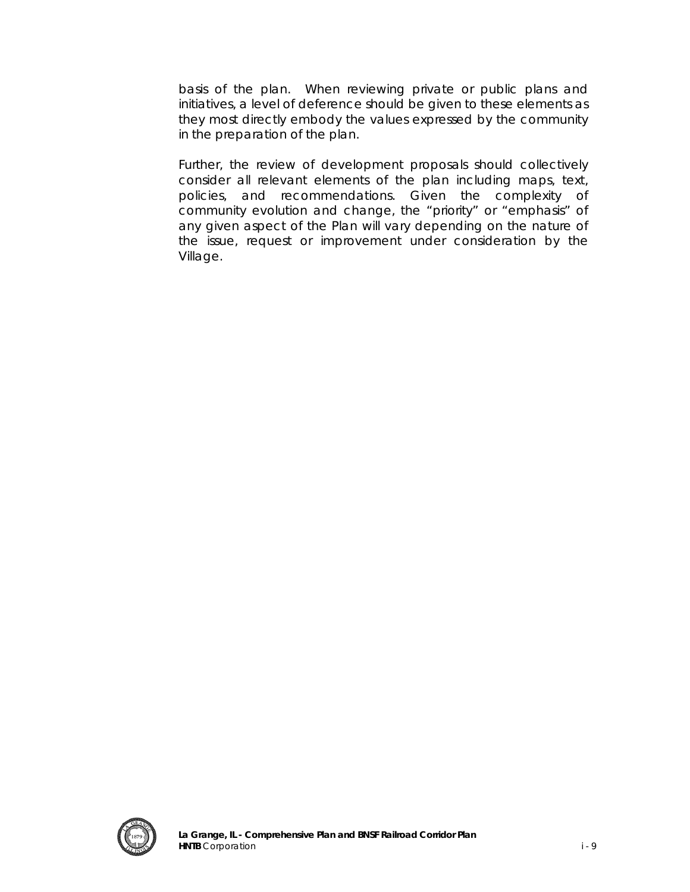basis of the plan. When reviewing private or public plans and initiatives, a level of deference should be given to these elements as they most directly embody the values expressed by the community in the preparation of the plan.

Further, the review of development proposals should collectively consider all relevant elements of the plan including maps, text, policies, and recommendations. Given the complexity of community evolution and change, the "priority" or "emphasis" of any given aspect of the Plan will vary depending on the nature of the issue, request or improvement under consideration by the Village.